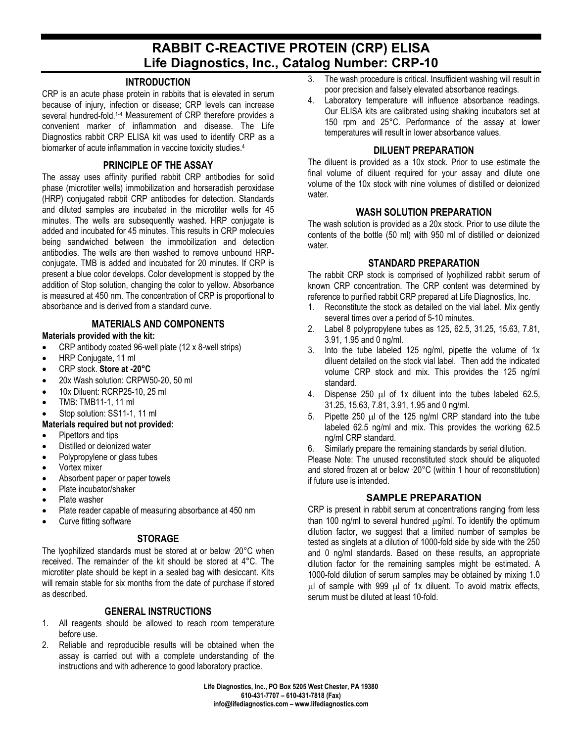# RABBIT C-REACTIVE PROTEIN (CRP) ELISA
# Life Diagnostics, Inc., Catalog Number: CRP-10

## INTRODUCTION

CRP is an acute phase protein in rabbits that is elevated in serum because of injury, infection or disease; CRP levels can increase several hundred-fold.[1-4] Measurement of CRP therefore provides a convenient marker of inflammation and disease. The Life Diagnostics rabbit CRP ELISA kit was used to identify CRP as a biomarker of acute inflammation in vaccine toxicity studies.[4]

## PRINCIPLE OF THE ASSAY

The assay uses affinity purified rabbit CRP antibodies for solid phase (microtiter wells) immobilization and horseradish peroxidase (HRP) conjugated rabbit CRP antibodies for detection. Standards and diluted samples are incubated in the microtiter wells for 45 minutes. The wells are subsequently washed. HRP conjugate is added and incubated for 45 minutes. This results in CRP molecules being sandwiched between the immobilization and detection antibodies. The wells are then washed to remove unbound HRP-conjugate. TMB is added and incubated for 20 minutes. If CRP is present a blue color develops. Color development is stopped by the addition of Stop solution, changing the color to yellow. Absorbance is measured at 450 nm. The concentration of CRP is proportional to absorbance and is derived from a standard curve.

## MATERIALS AND COMPONENTS

**Materials provided with the kit:**

- CRP antibody coated 96-well plate (12 x 8-well strips)
- HRP Conjugate, 11 ml
- CRP stock. **Store at -20°C**
- 20x Wash solution: CRPW50-20, 50 ml
- 10x Diluent: RCRP25-10, 25 ml
- TMB: TMB11-1, 11 ml
- Stop solution: SS11-1, 11 ml

**Materials required but not provided:**

- Pipettors and tips
- Distilled or deionized water
- Polypropylene or glass tubes
- Vortex mixer
- Absorbent paper or paper towels
- Plate incubator/shaker
- Plate washer
- Plate reader capable of measuring absorbance at 450 nm
- Curve fitting software

## STORAGE

The lyophilized standards must be stored at or below -20°C when received. The remainder of the kit should be stored at 4°C. The microtiter plate should be kept in a sealed bag with desiccant. Kits will remain stable for six months from the date of purchase if stored as described.

## GENERAL INSTRUCTIONS

1. All reagents should be allowed to reach room temperature before use.
2. Reliable and reproducible results will be obtained when the assay is carried out with a complete understanding of the instructions and with adherence to good laboratory practice.
3. The wash procedure is critical. Insufficient washing will result in poor precision and falsely elevated absorbance readings.
4. Laboratory temperature will influence absorbance readings. Our ELISA kits are calibrated using shaking incubators set at 150 rpm and 25°C. Performance of the assay at lower temperatures will result in lower absorbance values.

## DILUENT PREPARATION

The diluent is provided as a 10x stock. Prior to use estimate the final volume of diluent required for your assay and dilute one volume of the 10x stock with nine volumes of distilled or deionized water.

## WASH SOLUTION PREPARATION

The wash solution is provided as a 20x stock. Prior to use dilute the contents of the bottle (50 ml) with 950 ml of distilled or deionized water.

## STANDARD PREPARATION

The rabbit CRP stock is comprised of lyophilized rabbit serum of known CRP concentration. The CRP content was determined by reference to purified rabbit CRP prepared at Life Diagnostics, Inc.

1. Reconstitute the stock as detailed on the vial label. Mix gently several times over a period of 5-10 minutes.
2. Label 8 polypropylene tubes as 125, 62.5, 31.25, 15.63, 7.81, 3.91, 1.95 and 0 ng/ml.
3. Into the tube labeled 125 ng/ml, pipette the volume of 1x diluent detailed on the stock vial label. Then add the indicated volume CRP stock and mix. This provides the 125 ng/ml standard.
4. Dispense 250 μl of 1x diluent into the tubes labeled 62.5, 31.25, 15.63, 7.81, 3.91, 1.95 and 0 ng/ml.
5. Pipette 250 μl of the 125 ng/ml CRP standard into the tube labeled 62.5 ng/ml and mix. This provides the working 62.5 ng/ml CRP standard.
6. Similarly prepare the remaining standards by serial dilution.

Please Note: The unused reconstituted stock should be aliquoted and stored frozen at or below -20°C (within 1 hour of reconstitution) if future use is intended.

## SAMPLE PREPARATION

CRP is present in rabbit serum at concentrations ranging from less than 100 ng/ml to several hundred μg/ml. To identify the optimum dilution factor, we suggest that a limited number of samples be tested as singlets at a dilution of 1000-fold side by side with the 250 and 0 ng/ml standards. Based on these results, an appropriate dilution factor for the remaining samples might be estimated. A 1000-fold dilution of serum samples may be obtained by mixing 1.0 μl of sample with 999 μl of 1x diluent. To avoid matrix effects, serum must be diluted at least 10-fold.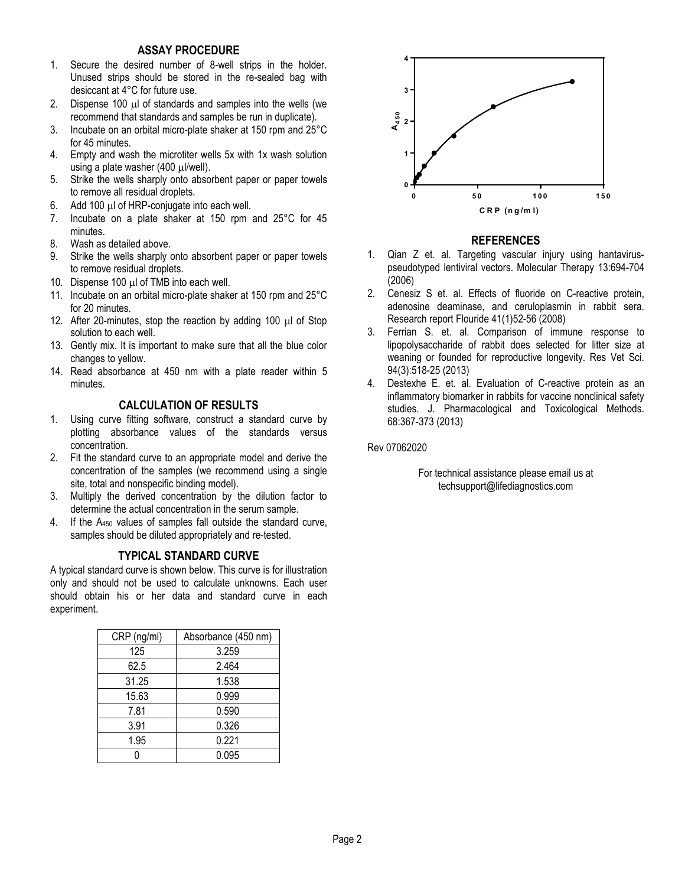## ASSAY PROCEDURE

1. Secure the desired number of 8-well strips in the holder. Unused strips should be stored in the re-sealed bag with desiccant at 4°C for future use.
2. Dispense 100 μl of standards and samples into the wells (we recommend that standards and samples be run in duplicate).
3. Incubate on an orbital micro-plate shaker at 150 rpm and 25°C for 45 minutes.
4. Empty and wash the microtiter wells 5x with 1x wash solution using a plate washer (400 μl/well).
5. Strike the wells sharply onto absorbent paper or paper towels to remove all residual droplets.
6. Add 100 μl of HRP-conjugate into each well.
7. Incubate on a plate shaker at 150 rpm and 25°C for 45 minutes.
8. Wash as detailed above.
9. Strike the wells sharply onto absorbent paper or paper towels to remove residual droplets.
10. Dispense 100 μl of TMB into each well.
11. Incubate on an orbital micro-plate shaker at 150 rpm and 25°C for 20 minutes.
12. After 20-minutes, stop the reaction by adding 100 μl of Stop solution to each well.
13. Gently mix. It is important to make sure that all the blue color changes to yellow.
14. Read absorbance at 450 nm with a plate reader within 5 minutes.

## CALCULATION OF RESULTS

1. Using curve fitting software, construct a standard curve by plotting absorbance values of the standards versus concentration.
2. Fit the standard curve to an appropriate model and derive the concentration of the samples (we recommend using a single site, total and nonspecific binding model).
3. Multiply the derived concentration by the dilution factor to determine the actual concentration in the serum sample.
4. If the $A_{450}$ values of samples fall outside the standard curve, samples should be diluted appropriately and re-tested.

## TYPICAL STANDARD CURVE

A typical standard curve is shown below. This curve is for illustration only and should not be used to calculate unknowns. Each user should obtain his or her data and standard curve in each experiment.

| CRP (ng/ml) | Absorbance (450 nm) |
|---|---|
| 125 | 3.259 |
| 62.5 | 2.464 |
| 31.25 | 1.538 |
| 15.63 | 0.999 |
| 7.81 | 0.590 |
| 3.91 | 0.326 |
| 1.95 | 0.221 |
| 0 | 0.095 |

$A_{450}$

4
3
2
1
0

0 50 100 150

CRP (ng/ml)

## REFERENCES

1. Qian Z et. al. Targeting vascular injury using hantavirus-pseudotyped lentiviral vectors. Molecular Therapy 13:694-704 (2006)
2. Cenesiz S et. al. Effects of fluoride on C-reactive protein, adenosine deaminase, and ceruloplasmin in rabbit sera. Research report Flouride 41(1)52-56 (2008)
3. Ferrian S. et. al. Comparison of immune response to lipopolysaccharide of rabbit does selected for litter size at weaning or founded for reproductive longevity. Res Vet Sci. 94(3):518-25 (2013)
4. Destexhe E. et. al. Evaluation of C-reactive protein as an inflammatory biomarker in rabbits for vaccine nonclinical safety studies. J. Pharmacological and Toxicological Methods. 68:367-373 (2013)

Rev 07062020

For technical assistance please email us at techsupport@lifediagnostics.com